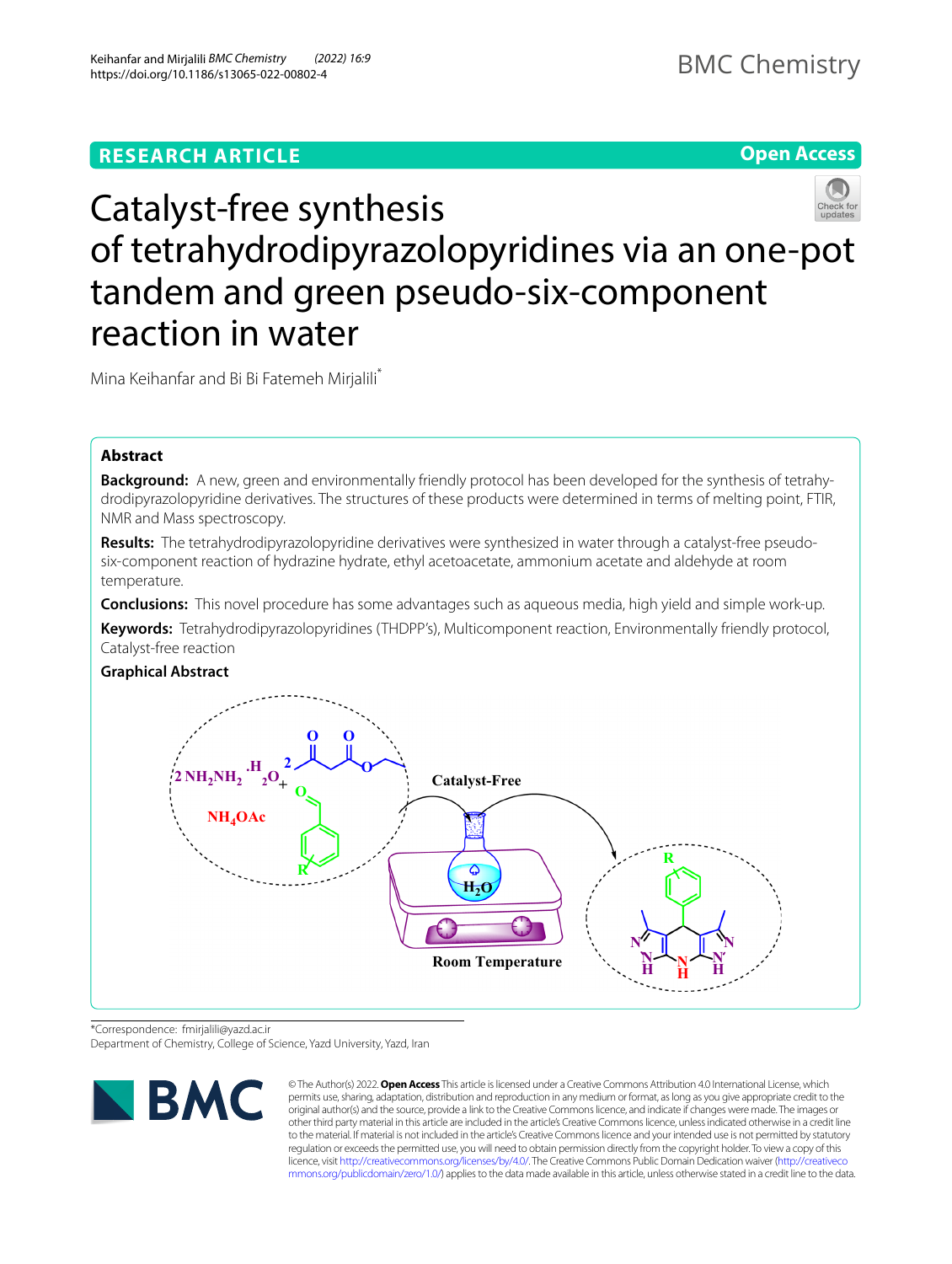# Catalyst-free synthesis of tetrahydrodipyrazolopyridines via an one-pot tandem and green pseudo-six-component reaction in water

Mina Keihanfar and Bi Bi Fatemeh Mirjalili*

## Abstract

**Background:** A new, green and environmentally friendly protocol has been developed for the synthesis of tetrahydrodipyrazolopyridine derivatives. The structures of these products were determined in terms of melting point, FTIR, NMR and Mass spectroscopy.

**Results:** The tetrahydrodipyrazolopyridine derivatives were synthesized in water through a catalyst-free pseudo-six-component reaction of hydrazine hydrate, ethyl acetoacetate, ammonium acetate and aldehyde at room temperature.

**Conclusions:** This novel procedure has some advantages such as aqueous media, high yield and simple work-up.

**Keywords:** Tetrahydrodipyrazolopyridines (THDPP's), Multicomponent reaction, Environmentally friendly protocol, Catalyst-free reaction

**Graphical Abstract**

$2\ NH_2NH_2 \cdot H_2O$ + 2 ethyl acetoacetate + $NH_4OAc$ + aldehyde → Catalyst-Free, $H_2O$, Room Temperature

*Correspondence: fmirjalili@yazd.ac.ir
Department of Chemistry, College of Science, Yazd University, Yazd, Iran

© The Author(s) 2022. **Open Access** This article is licensed under a Creative Commons Attribution 4.0 International License, which permits use, sharing, adaptation, distribution and reproduction in any medium or format, as long as you give appropriate credit to the original author(s) and the source, provide a link to the Creative Commons licence, and indicate if changes were made. The images or other third party material in this article are included in the article's Creative Commons licence, unless indicated otherwise in a credit line to the material. If material is not included in the article's Creative Commons licence and your intended use is not permitted by statutory regulation or exceeds the permitted use, you will need to obtain permission directly from the copyright holder. To view a copy of this licence, visit http://creativecommons.org/licenses/by/4.0/. The Creative Commons Public Domain Dedication waiver (http://creativecommons.org/publicdomain/zero/1.0/) applies to the data made available in this article, unless otherwise stated in a credit line to the data.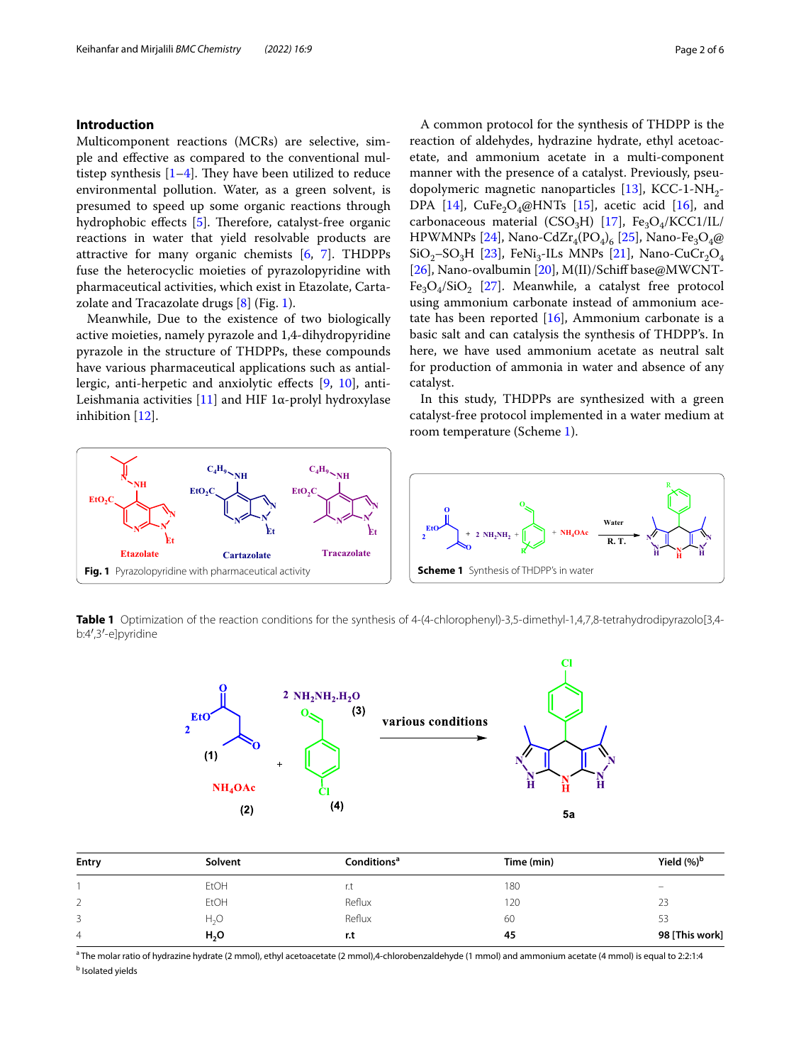## Introduction

Multicomponent reactions (MCRs) are selective, simple and effective as compared to the conventional multistep synthesis [1–4]. They have been utilized to reduce environmental pollution. Water, as a green solvent, is presumed to speed up some organic reactions through hydrophobic effects [5]. Therefore, catalyst-free organic reactions in water that yield resolvable products are attractive for many organic chemists [6, 7]. THDPPs fuse the heterocyclic moieties of pyrazolopyridine with pharmaceutical activities, which exist in Etazolate, Cartazolate and Tracazolate drugs [8] (Fig. 1).

Meanwhile, Due to the existence of two biologically active moieties, namely pyrazole and 1,4-dihydropyridine pyrazole in the structure of THDPPs, these compounds have various pharmaceutical applications such as antiallergic, anti-herpetic and anxiolytic effects [9, 10], anti-Leishmania activities [11] and HIF 1α-prolyl hydroxylase inhibition [12].

A common protocol for the synthesis of THDPP is the reaction of aldehydes, hydrazine hydrate, ethyl acetoacetate, and ammonium acetate in a multi-component manner with the presence of a catalyst. Previously, pseudopolymeric magnetic nanoparticles [13], KCC-1-$NH_2$-DPA [14], $CuFe_2O_4$@HNTs [15], acetic acid [16], and carbonaceous material ($CSO_3H$) [17], $Fe_3O_4$/KCC1/IL/HPWMNPs [24], Nano-$CdZr_4(PO_4)_6$ [25], Nano-$Fe_3O_4$@$SiO_2$–$SO_3H$ [23], $FeNi_3$-ILs MNPs [21], Nano-$CuCr_2O_4$ [26], Nano-ovalbumin [20], M(II)/Schiff base@MWCNT-$Fe_3O_4$/$SiO_2$ [27]. Meanwhile, a catalyst free protocol using ammonium carbonate instead of ammonium acetate has been reported [16], Ammonium carbonate is a basic salt and can catalysis the synthesis of THDPP's. In here, we have used ammonium acetate as neutral salt for production of ammonia in water and absence of any catalyst.

In this study, THDPPs are synthesized with a green catalyst-free protocol implemented in a water medium at room temperature (Scheme 1).

**Fig. 1** Pyrazolopyridine with pharmaceutical activity

**Scheme 1** Synthesis of THDPP's in water

**Table 1** Optimization of the reaction conditions for the synthesis of 4-(4-chlorophenyl)-3,5-dimethyl-1,4,7,8-tetrahydrodipyrazolo[3,4-b:4′,3′-e]pyridine

| Entry | Solvent | Conditions[a] | Time (min) | Yield (%)[b] |
|---|---|---|---|---|
| 1 | EtOH | r.t | 180 | – |
| 2 | EtOH | Reflux | 120 | 23 |
| 3 | $H_2O$ | Reflux | 60 | 53 |
| 4 | **$H_2O$** | **r.t** | **45** | **98 [This work]** |

[a] The molar ratio of hydrazine hydrate (2 mmol), ethyl acetoacetate (2 mmol),4-chlorobenzaldehyde (1 mmol) and ammonium acetate (4 mmol) is equal to 2:2:1:4

[b] Isolated yields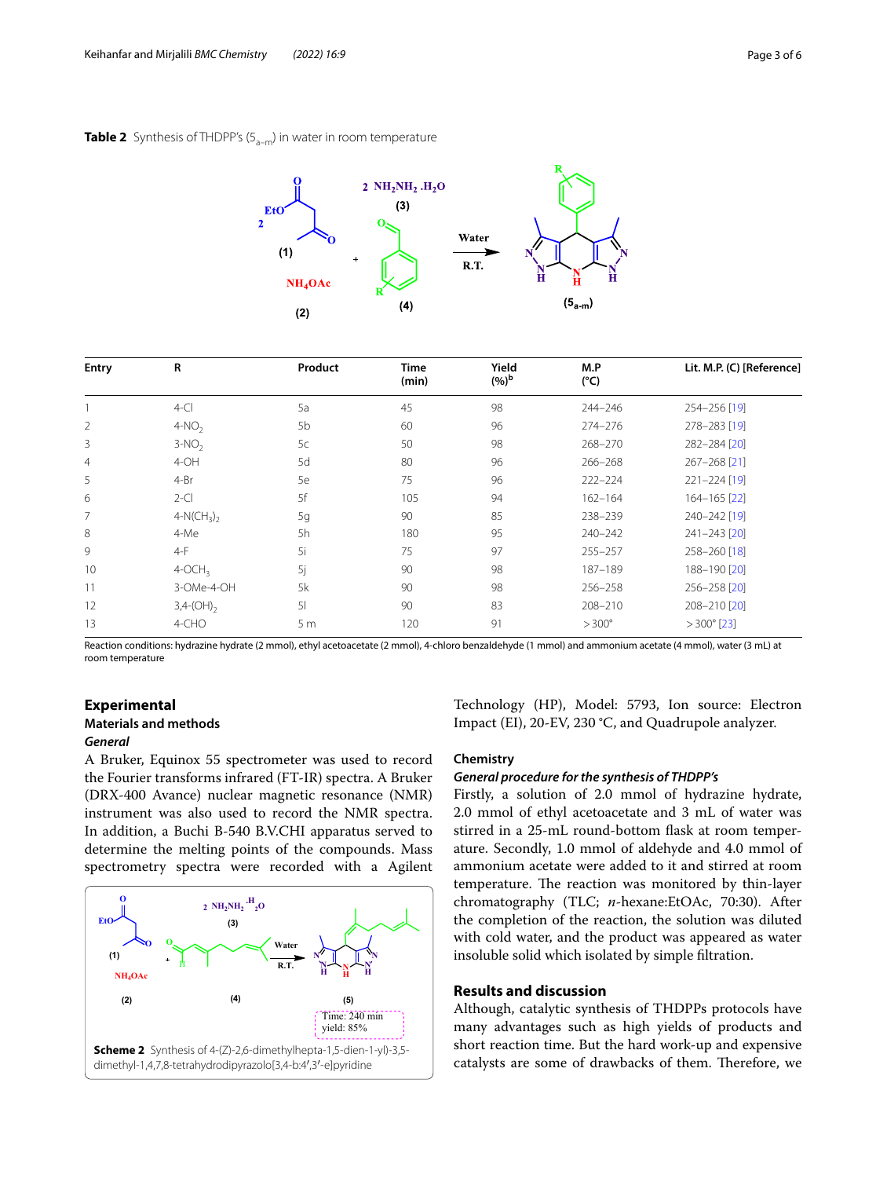**Table 2** Synthesis of THDPP's ($5_{a-m}$) in water in room temperature

| Entry | R | Product | Time (min) | Yield (%)[b] | M.P (°C) | Lit. M.P. (C) [Reference] |
|---|---|---|---|---|---|---|
| 1 | 4-Cl | 5a | 45 | 98 | 244–246 | 254–256 [19] |
| 2 | 4-$NO_2$ | 5b | 60 | 96 | 274–276 | 278–283 [19] |
| 3 | 3-$NO_2$ | 5c | 50 | 98 | 268–270 | 282–284 [20] |
| 4 | 4-OH | 5d | 80 | 96 | 266–268 | 267–268 [21] |
| 5 | 4-Br | 5e | 75 | 96 | 222–224 | 221–224 [19] |
| 6 | 2-Cl | 5f | 105 | 94 | 162–164 | 164–165 [22] |
| 7 | 4-$N(CH_3)_2$ | 5g | 90 | 85 | 238–239 | 240–242 [19] |
| 8 | 4-Me | 5h | 180 | 95 | 240–242 | 241–243 [20] |
| 9 | 4-F | 5i | 75 | 97 | 255–257 | 258–260 [18] |
| 10 | 4-$OCH_3$ | 5j | 90 | 98 | 187–189 | 188–190 [20] |
| 11 | 3-OMe-4-OH | 5k | 90 | 98 | 256–258 | 256–258 [20] |
| 12 | 3,4-$(OH)_2$ | 5l | 90 | 83 | 208–210 | 208–210 [20] |
| 13 | 4-CHO | 5 m | 120 | 91 | > 300° | > 300° [23] |

Reaction conditions: hydrazine hydrate (2 mmol), ethyl acetoacetate (2 mmol), 4-chloro benzaldehyde (1 mmol) and ammonium acetate (4 mmol), water (3 mL) at room temperature

**Scheme 2** Synthesis of 4-(Z)-2,6-dimethylhepta-1,5-dien-1-yl)-3,5-dimethyl-1,4,7,8-tetrahydrodipyrazolo[3,4-b:4′,3′-e]pyridine

## Experimental

### Materials and methods

#### *General*

A Bruker, Equinox 55 spectrometer was used to record the Fourier transforms infrared (FT-IR) spectra. A Bruker (DRX-400 Avance) nuclear magnetic resonance (NMR) instrument was also used to record the NMR spectra. In addition, a Buchi B-540 B.V.CHI apparatus served to determine the melting points of the compounds. Mass spectrometry spectra were recorded with a Agilent Technology (HP), Model: 5793, Ion source: Electron Impact (EI), 20-EV, 230 °C, and Quadrupole analyzer.

### Chemistry

#### *General procedure for the synthesis of THDPP's*

Firstly, a solution of 2.0 mmol of hydrazine hydrate, 2.0 mmol of ethyl acetoacetate and 3 mL of water was stirred in a 25-mL round-bottom flask at room temperature. Secondly, 1.0 mmol of aldehyde and 4.0 mmol of ammonium acetate were added to it and stirred at room temperature. The reaction was monitored by thin-layer chromatography (TLC; *n*-hexane:EtOAc, 70:30). After the completion of the reaction, the solution was diluted with cold water, and the product was appeared as water insoluble solid which isolated by simple filtration.

## Results and discussion

Although, catalytic synthesis of THDPPs protocols have many advantages such as high yields of products and short reaction time. But the hard work-up and expensive catalysts are some of drawbacks of them. Therefore, we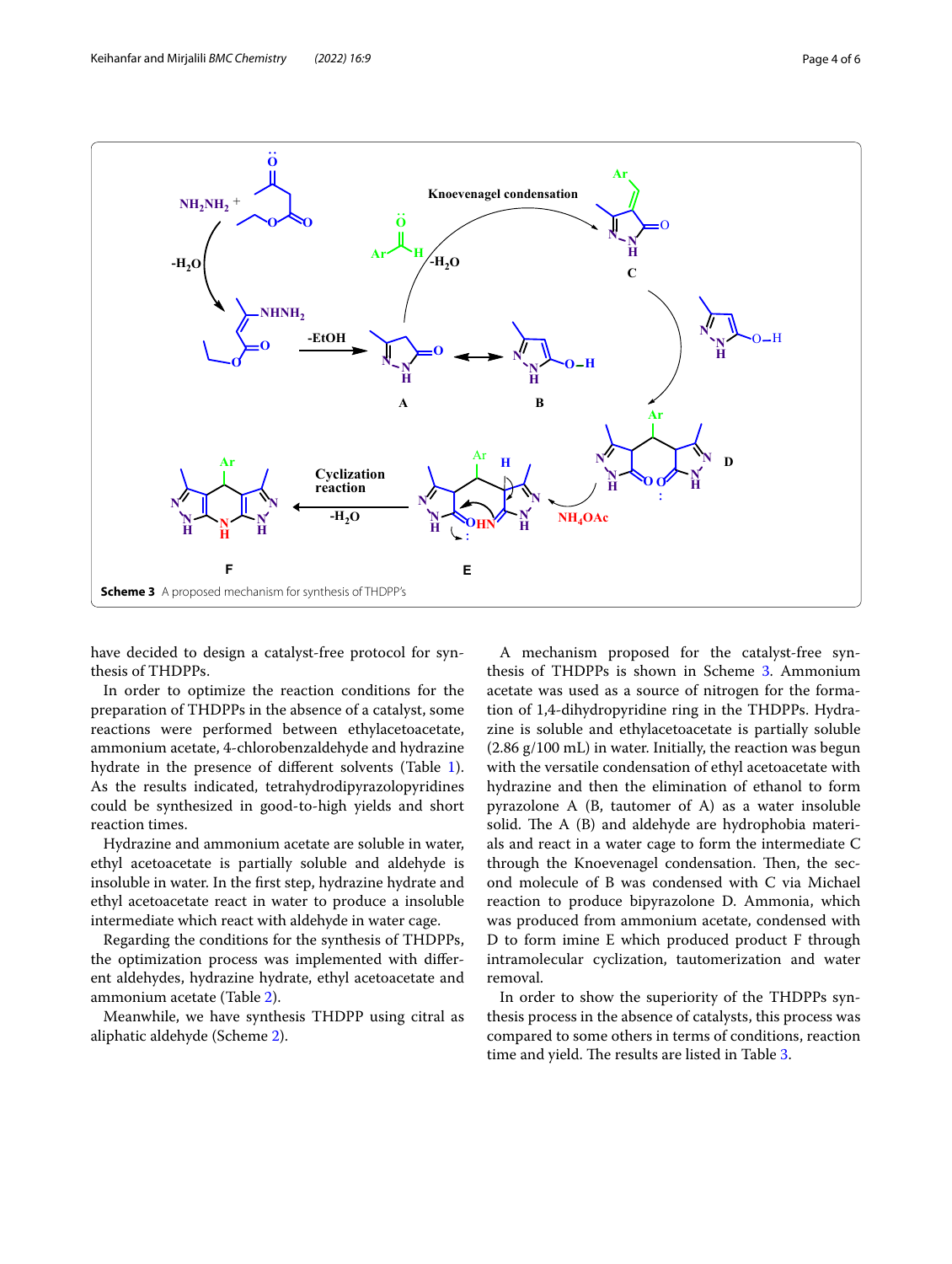**Scheme 3** A proposed mechanism for synthesis of THDPP's

have decided to design a catalyst-free protocol for synthesis of THDPPs.

In order to optimize the reaction conditions for the preparation of THDPPs in the absence of a catalyst, some reactions were performed between ethylacetoacetate, ammonium acetate, 4-chlorobenzaldehyde and hydrazine hydrate in the presence of different solvents (Table 1). As the results indicated, tetrahydrodipyrazolopyridines could be synthesized in good-to-high yields and short reaction times.

Hydrazine and ammonium acetate are soluble in water, ethyl acetoacetate is partially soluble and aldehyde is insoluble in water. In the first step, hydrazine hydrate and ethyl acetoacetate react in water to produce a insoluble intermediate which react with aldehyde in water cage.

Regarding the conditions for the synthesis of THDPPs, the optimization process was implemented with different aldehydes, hydrazine hydrate, ethyl acetoacetate and ammonium acetate (Table 2).

Meanwhile, we have synthesis THDPP using citral as aliphatic aldehyde (Scheme 2).

A mechanism proposed for the catalyst-free synthesis of THDPPs is shown in Scheme 3. Ammonium acetate was used as a source of nitrogen for the formation of 1,4-dihydropyridine ring in the THDPPs. Hydrazine is soluble and ethylacetoacetate is partially soluble (2.86 g/100 mL) in water. Initially, the reaction was begun with the versatile condensation of ethyl acetoacetate with hydrazine and then the elimination of ethanol to form pyrazolone A (B, tautomer of A) as a water insoluble solid. The A (B) and aldehyde are hydrophobia materials and react in a water cage to form the intermediate C through the Knoevenagel condensation. Then, the second molecule of B was condensed with C via Michael reaction to produce bipyrazolone D. Ammonia, which was produced from ammonium acetate, condensed with D to form imine E which produced product F through intramolecular cyclization, tautomerization and water removal.

In order to show the superiority of the THDPPs synthesis process in the absence of catalysts, this process was compared to some others in terms of conditions, reaction time and yield. The results are listed in Table 3.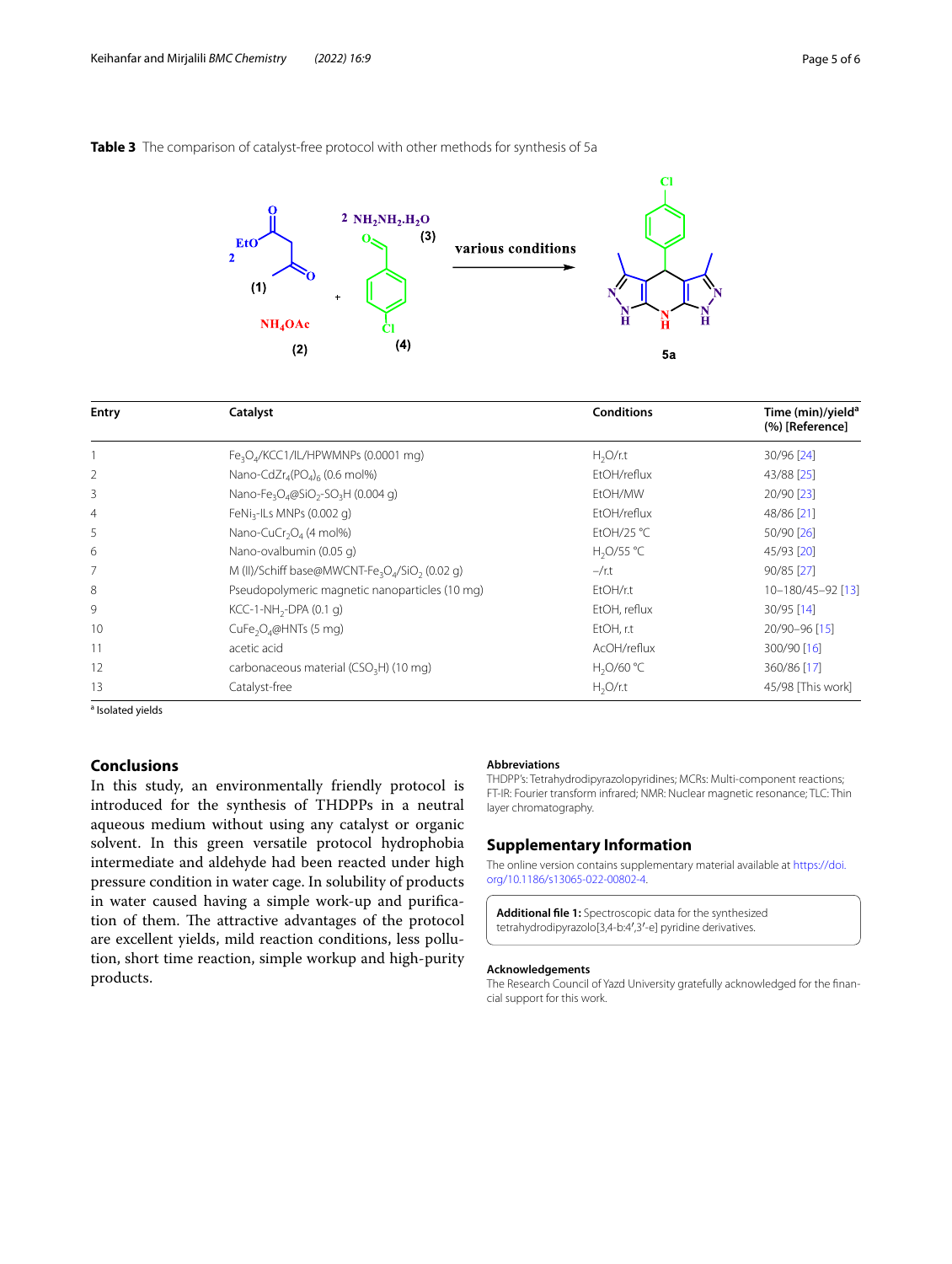**Table 3** The comparison of catalyst-free protocol with other methods for synthesis of 5a

| Entry | Catalyst | Conditions | Time (min)/yield[a] (%) [Reference] |
|---|---|---|---|
| 1 | $Fe_3O_4$/KCC1/IL/HPWMNPs (0.0001 mg) | $H_2O$/r.t | 30/96 [24] |
| 2 | Nano-$CdZr_4(PO_4)_6$ (0.6 mol%) | EtOH/reflux | 43/88 [25] |
| 3 | Nano-$Fe_3O_4$@$SiO_2$-$SO_3H$ (0.004 g) | EtOH/MW | 20/90 [23] |
| 4 | $FeNi_3$-ILs MNPs (0.002 g) | EtOH/reflux | 48/86 [21] |
| 5 | Nano-$CuCr_2O_4$ (4 mol%) | EtOH/25 °C | 50/90 [26] |
| 6 | Nano-ovalbumin (0.05 g) | $H_2O$/55 °C | 45/93 [20] |
| 7 | M (II)/Schiff base@MWCNT-$Fe_3O_4$/$SiO_2$ (0.02 g) | –/r.t | 90/85 [27] |
| 8 | Pseudopolymeric magnetic nanoparticles (10 mg) | EtOH/r.t | 10–180/45–92 [13] |
| 9 | KCC-1-$NH_2$-DPA (0.1 g) | EtOH, reflux | 30/95 [14] |
| 10 | $CuFe_2O_4$@HNTs (5 mg) | EtOH, r.t | 20/90–96 [15] |
| 11 | acetic acid | AcOH/reflux | 300/90 [16] |
| 12 | carbonaceous material ($CSO_3H$) (10 mg) | $H_2O$/60 °C | 360/86 [17] |
| 13 | Catalyst-free | $H_2O$/r.t | 45/98 [This work] |

[a] Isolated yields

## Conclusions

In this study, an environmentally friendly protocol is introduced for the synthesis of THDPPs in a neutral aqueous medium without using any catalyst or organic solvent. In this green versatile protocol hydrophobia intermediate and aldehyde had been reacted under high pressure condition in water cage. In solubility of products in water caused having a simple work-up and purification of them. The attractive advantages of the protocol are excellent yields, mild reaction conditions, less pollution, short time reaction, simple workup and high-purity products.

### Abbreviations

THDPP's: Tetrahydrodipyrazolopyridines; MCRs: Multi-component reactions; FT-IR: Fourier transform infrared; NMR: Nuclear magnetic resonance; TLC: Thin layer chromatography.

## Supplementary Information

The online version contains supplementary material available at https://doi.org/10.1186/s13065-022-00802-4.

**Additional file 1:** Spectroscopic data for the synthesized tetrahydrodipyrazolo[3,4-b:4′,3′-e] pyridine derivatives.

### Acknowledgements

The Research Council of Yazd University gratefully acknowledged for the financial support for this work.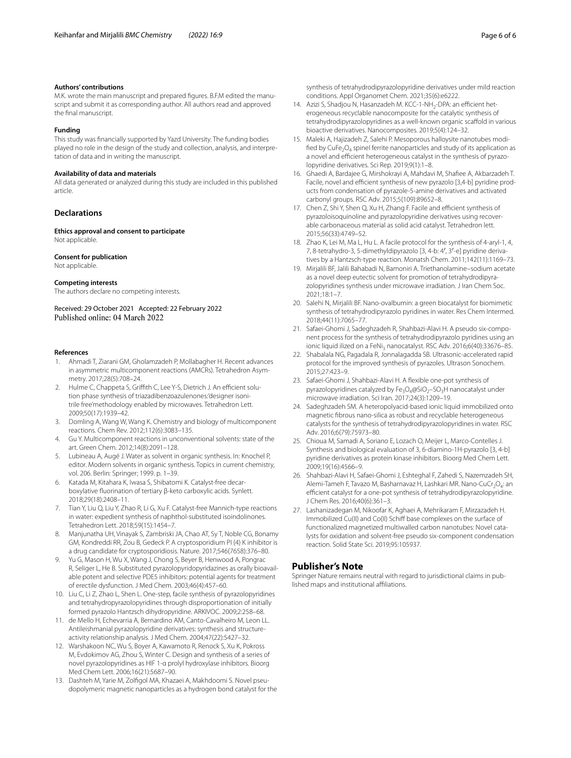#### Authors' contributions

M.K. wrote the main manuscript and prepared figures. B.F.M edited the manuscript and submit it as corresponding author. All authors read and approved the final manuscript.

#### Funding

This study was financially supported by Yazd University. The funding bodies played no role in the design of the study and collection, analysis, and interpretation of data and in writing the manuscript.

#### Availability of data and materials

All data generated or analyzed during this study are included in this published article.

## Declarations

#### Ethics approval and consent to participate

Not applicable.

#### Consent for publication

Not applicable.

#### Competing interests

The authors declare no competing interests.

Received: 29 October 2021 Accepted: 22 February 2022
Published online: 04 March 2022

#### References

1. Ahmadi T, Ziarani GM, Gholamzadeh P, Mollabagher H. Recent advances in asymmetric multicomponent reactions (AMCRs). Tetrahedron Asymmetry. 2017;28(5):708–24.
2. Hulme C, Chappeta S, Griffith C, Lee Y-S, Dietrich J. An efficient solution phase synthesis of triazadibenzoazulenones:'designer isonitrile free'methodology enabled by microwaves. Tetrahedron Lett. 2009;50(17):1939–42.
3. Domling A, Wang W, Wang K. Chemistry and biology of multicomponent reactions. Chem Rev. 2012;112(6):3083–135.
4. Gu Y. Multicomponent reactions in unconventional solvents: state of the art. Green Chem. 2012;14(8):2091–128.
5. Lubineau A, Augé J. Water as solvent in organic synthesis. In: Knochel P, editor. Modern solvents in organic synthesis. Topics in current chemistry, vol. 206. Berlin: Springer; 1999. p. 1–39.
6. Katada M, Kitahara K, Iwasa S, Shibatomi K. Catalyst-free decarboxylative fluorination of tertiary β-keto carboxylic acids. Synlett. 2018;29(18):2408–11.
7. Tian Y, Liu Q, Liu Y, Zhao R, Li G, Xu F. Catalyst-free Mannich-type reactions in water: expedient synthesis of naphthol-substituted isoindolinones. Tetrahedron Lett. 2018;59(15):1454–7.
8. Manjunatha UH, Vinayak S, Zambriski JA, Chao AT, Sy T, Noble CG, Bonamy GM, Kondreddi RR, Zou B, Gedeck P. A cryptosporidium PI (4) K inhibitor is a drug candidate for cryptosporidiosis. Nature. 2017;546(7658):376–80.
9. Yu G, Mason H, Wu X, Wang J, Chong S, Beyer B, Henwood A, Pongrac R, Seliger L, He B. Substituted pyrazolopyridopyridazines as orally bioavailable potent and selective PDE5 inhibitors: potential agents for treatment of erectile dysfunction. J Med Chem. 2003;46(4):457–60.
10. Liu C, Li Z, Zhao L, Shen L. One-step, facile synthesis of pyrazolopyridines and tetrahydropyrazolopyridines through disproportionation of initially formed pyrazolo Hantzsch dihydropyridine. ARKIVOC. 2009;2:258–68.
11. de Mello H, Echevarria A, Bernardino AM, Canto-Cavalheiro M, Leon LL. Antileishmanial pyrazolopyridine derivatives: synthesis and structure-activity relationship analysis. J Med Chem. 2004;47(22):5427–32.
12. Warshakoon NC, Wu S, Boyer A, Kawamoto R, Renock S, Xu K, Pokross M, Evdokimov AG, Zhou S, Winter C. Design and synthesis of a series of novel pyrazolopyridines as HIF 1-α prolyl hydroxylase inhibitors. Bioorg Med Chem Lett. 2006;16(21):5687–90.
13. Dashteh M, Yarie M, Zolfigol MA, Khazaei A, Makhdoomi S. Novel pseudopolymeric magnetic nanoparticles as a hydrogen bond catalyst for the synthesis of tetrahydrodipyrazolopyridine derivatives under mild reaction conditions. Appl Organomet Chem. 2021;35(6):e6222.
14. Azizi S, Shadjou N, Hasanzadeh M. KCC-1-$NH_2$-DPA: an efficient heterogeneous recyclable nanocomposite for the catalytic synthesis of tetrahydrodipyrazolopyridines as a well-known organic scaffold in various bioactive derivatives. Nanocomposites. 2019;5(4):124–32.
15. Maleki A, Hajizadeh Z, Salehi P. Mesoporous halloysite nanotubes modified by $CuFe_2O_4$ spinel ferrite nanoparticles and study of its application as a novel and efficient heterogeneous catalyst in the synthesis of pyrazolopyridine derivatives. Sci Rep. 2019;9(1):1–8.
16. Ghaedi A, Bardajee G, Mirshokrayi A, Mahdavi M, Shafiee A, Akbarzadeh T. Facile, novel and efficient synthesis of new pyrazolo [3,4-b] pyridine products from condensation of pyrazole-5-amine derivatives and activated carbonyl groups. RSC Adv. 2015;5(109):89652–8.
17. Chen Z, Shi Y, Shen Q, Xu H, Zhang F. Facile and efficient synthesis of pyrazoloisoquinoline and pyrazolopyridine derivatives using recoverable carbonaceous material as solid acid catalyst. Tetrahedron lett. 2015;56(33):4749–52.
18. Zhao K, Lei M, Ma L, Hu L. A facile protocol for the synthesis of 4-aryl-1, 4, 7, 8-tetrahydro-3, 5-dimethyldipyrazolo [3, 4-b: 4′, 3′-e] pyridine derivatives by a Hantzsch-type reaction. Monatsh Chem. 2011;142(11):1169–73.
19. Mirjalili BF, Jalili Bahabadi N, Bamoniri A. Triethanolamine–sodium acetate as a novel deep eutectic solvent for promotion of tetrahydrodipyrazolopyridines synthesis under microwave irradiation. J Iran Chem Soc. 2021;18:1–7.
20. Salehi N, Mirjalili BF. Nano-ovalbumin: a green biocatalyst for biomimetic synthesis of tetrahydrodipyrazolo pyridines in water. Res Chem Intermed. 2018;44(11):7065–77.
21. Safaei-Ghomi J, Sadeghzadeh R, Shahbazi-Alavi H. A pseudo six-component process for the synthesis of tetrahydrodipyrazolo pyridines using an ionic liquid ilized on a $FeNi_3$ nanocatalyst. RSC Adv. 2016;6(40):33676–85.
22. Shabalala NG, Pagadala R, Jonnalagadda SB. Ultrasonic-accelerated rapid protocol for the improved synthesis of pyrazoles. Ultrason Sonochem. 2015;27:423–9.
23. Safaei-Ghomi J, Shahbazi-Alavi H. A flexible one-pot synthesis of pyrazolopyridines catalyzed by $Fe_3O_4$@$SiO_2$–$SO_3H$ nanocatalyst under microwave irradiation. Sci Iran. 2017;24(3):1209–19.
24. Sadeghzadeh SM. A heteropolyacid-based ionic liquid immobilized onto magnetic fibrous nano-silica as robust and recyclable heterogeneous catalysts for the synthesis of tetrahydrodipyrazolopyridines in water. RSC Adv. 2016;6(79):75973–80.
25. Chioua M, Samadi A, Soriano E, Lozach O, Meijer L, Marco-Contelles J. Synthesis and biological evaluation of 3, 6-diamino-1H-pyrazolo [3, 4-b] pyridine derivatives as protein kinase inhibitors. Bioorg Med Chem Lett. 2009;19(16):4566–9.
26. Shahbazi-Alavi H, Safaei-Ghomi J, Eshteghal F, Zahedi S, Nazemzadeh SH, Alemi-Tameh F, Tavazo M, Basharnavaz H, Lashkari MR. Nano-$CuCr_2O_4$: an efficient catalyst for a one-pot synthesis of tetrahydrodipyrazolopyridine. J Chem Res. 2016;40(6):361–3.
27. Lashanizadegan M, Nikoofar K, Aghaei A, Mehrikaram F, Mirzazadeh H. Immobilized Cu(II) and Co(II) Schiff base complexes on the surface of functionalized magnetized multiwalled carbon nanotubes: Novel catalysts for oxidation and solvent-free pseudo six-component condensation reaction. Solid State Sci. 2019;95:105937.

## Publisher's Note

Springer Nature remains neutral with regard to jurisdictional claims in published maps and institutional affiliations.